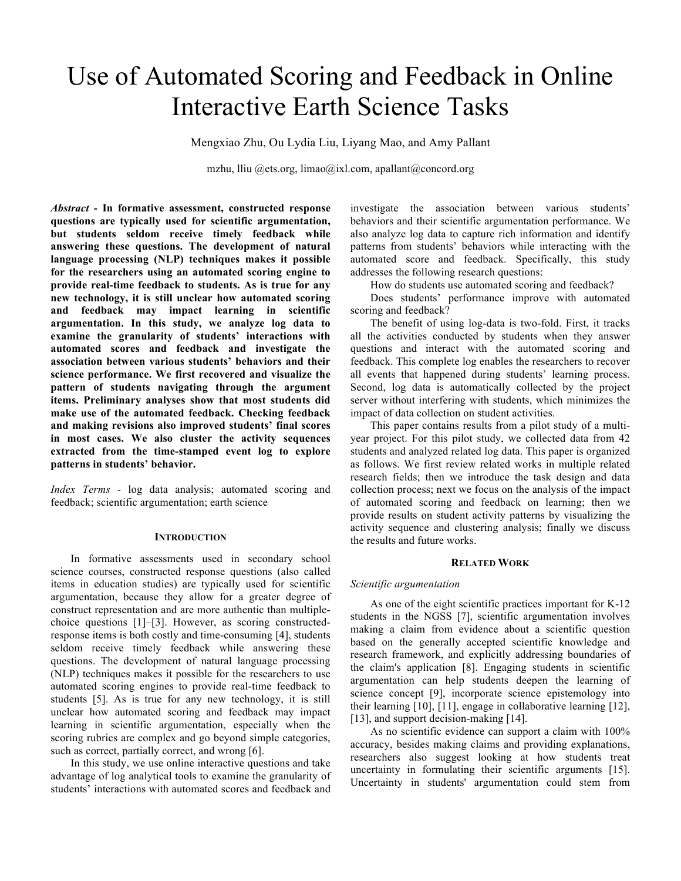# Use of Automated Scoring and Feedback in Online Interactive Earth Science Tasks

Mengxiao Zhu, Ou Lydia Liu, Liyang Mao, and Amy Pallant

mzhu, lliu @ets.org, limao@ixl.com, apallant@concord.org

***Abstract* - In formative assessment, constructed response questions are typically used for scientific argumentation, but students seldom receive timely feedback while answering these questions. The development of natural language processing (NLP) techniques makes it possible for the researchers using an automated scoring engine to provide real-time feedback to students. As is true for any new technology, it is still unclear how automated scoring and feedback may impact learning in scientific argumentation. In this study, we analyze log data to examine the granularity of students' interactions with automated scores and feedback and investigate the association between various students' behaviors and their science performance. We first recovered and visualize the pattern of students navigating through the argument items. Preliminary analyses show that most students did make use of the automated feedback. Checking feedback and making revisions also improved students' final scores in most cases. We also cluster the activity sequences extracted from the time-stamped event log to explore patterns in students' behavior.**

*Index Terms* - log data analysis; automated scoring and feedback; scientific argumentation; earth science

## Introduction

In formative assessments used in secondary school science courses, constructed response questions (also called items in education studies) are typically used for scientific argumentation, because they allow for a greater degree of construct representation and are more authentic than multiple-choice questions [1]–[3]. However, as scoring constructed-response items is both costly and time-consuming [4], students seldom receive timely feedback while answering these questions. The development of natural language processing (NLP) techniques makes it possible for the researchers to use automated scoring engines to provide real-time feedback to students [5]. As is true for any new technology, it is still unclear how automated scoring and feedback may impact learning in scientific argumentation, especially when the scoring rubrics are complex and go beyond simple categories, such as correct, partially correct, and wrong [6].

In this study, we use online interactive questions and take advantage of log analytical tools to examine the granularity of students' interactions with automated scores and feedback and investigate the association between various students' behaviors and their scientific argumentation performance. We also analyze log data to capture rich information and identify patterns from students' behaviors while interacting with the automated score and feedback. Specifically, this study addresses the following research questions:

How do students use automated scoring and feedback?

Does students' performance improve with automated scoring and feedback?

The benefit of using log-data is two-fold. First, it tracks all the activities conducted by students when they answer questions and interact with the automated scoring and feedback. This complete log enables the researchers to recover all events that happened during students' learning process. Second, log data is automatically collected by the project server without interfering with students, which minimizes the impact of data collection on student activities.

This paper contains results from a pilot study of a multi-year project. For this pilot study, we collected data from 42 students and analyzed related log data. This paper is organized as follows. We first review related works in multiple related research fields; then we introduce the task design and data collection process; next we focus on the analysis of the impact of automated scoring and feedback on learning; then we provide results on student activity patterns by visualizing the activity sequence and clustering analysis; finally we discuss the results and future works.

## Related Work

### *Scientific argumentation*

As one of the eight scientific practices important for K-12 students in the NGSS [7], scientific argumentation involves making a claim from evidence about a scientific question based on the generally accepted scientific knowledge and research framework, and explicitly addressing boundaries of the claim's application [8]. Engaging students in scientific argumentation can help students deepen the learning of science concept [9], incorporate science epistemology into their learning [10], [11], engage in collaborative learning [12], [13], and support decision-making [14].

As no scientific evidence can support a claim with 100% accuracy, besides making claims and providing explanations, researchers also suggest looking at how students treat uncertainty in formulating their scientific arguments [15]. Uncertainty in students' argumentation could stem from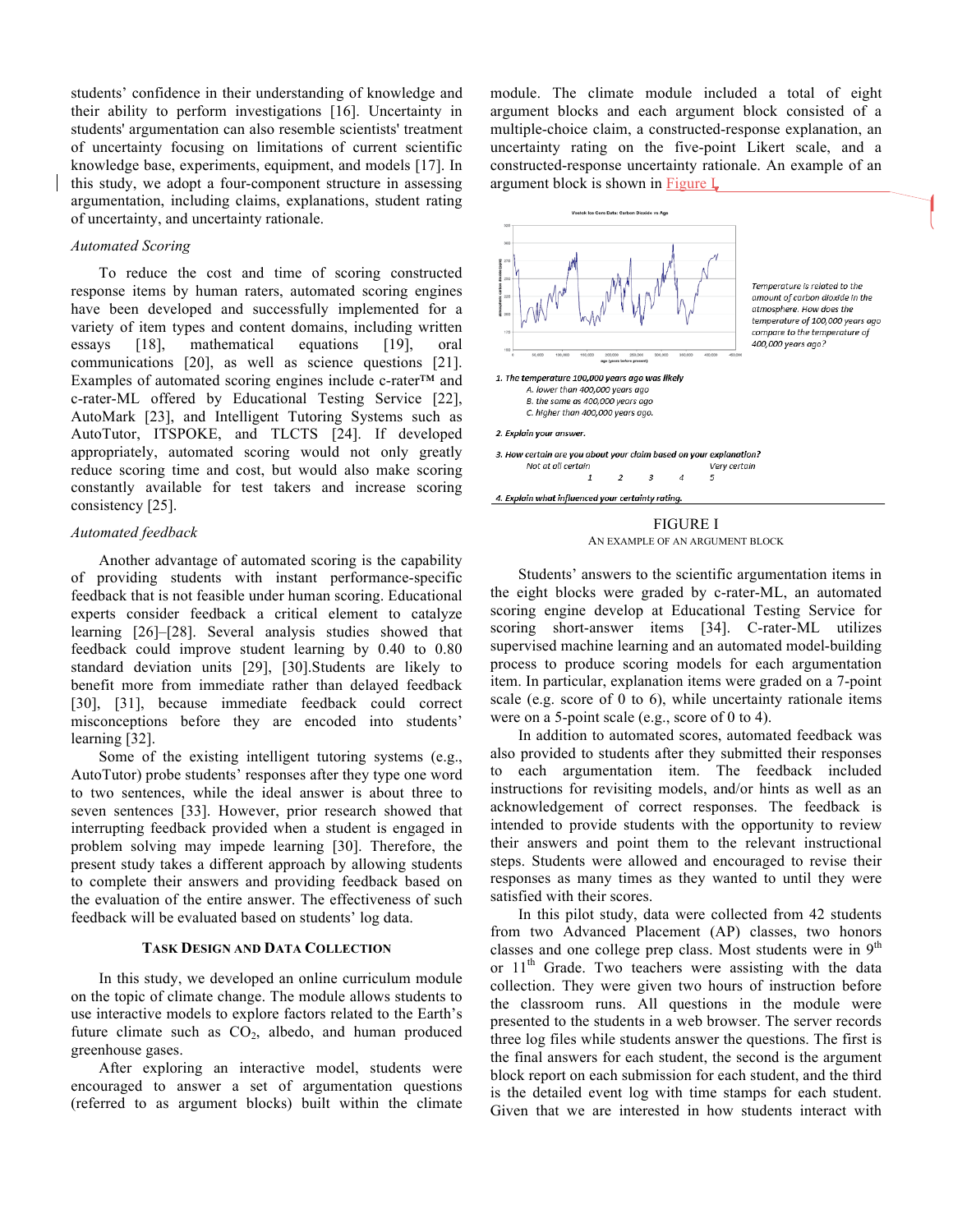students' confidence in their understanding of knowledge and their ability to perform investigations [16]. Uncertainty in students' argumentation can also resemble scientists' treatment of uncertainty focusing on limitations of current scientific knowledge base, experiments, equipment, and models [17]. In this study, we adopt a four-component structure in assessing argumentation, including claims, explanations, student rating of uncertainty, and uncertainty rationale.

*Automated Scoring*

To reduce the cost and time of scoring constructed response items by human raters, automated scoring engines have been developed and successfully implemented for a variety of item types and content domains, including written essays [18], mathematical equations [19], oral communications [20], as well as science questions [21]. Examples of automated scoring engines include c-rater™ and c-rater-ML offered by Educational Testing Service [22], AutoMark [23], and Intelligent Tutoring Systems such as AutoTutor, ITSPOKE, and TLCTS [24]. If developed appropriately, automated scoring would not only greatly reduce scoring time and cost, but would also make scoring constantly available for test takers and increase scoring consistency [25].

*Automated feedback*

Another advantage of automated scoring is the capability of providing students with instant performance-specific feedback that is not feasible under human scoring. Educational experts consider feedback a critical element to catalyze learning [26]–[28]. Several analysis studies showed that feedback could improve student learning by 0.40 to 0.80 standard deviation units [29], [30].Students are likely to benefit more from immediate rather than delayed feedback [30], [31], because immediate feedback could correct misconceptions before they are encoded into students' learning [32].

Some of the existing intelligent tutoring systems (e.g., AutoTutor) probe students' responses after they type one word to two sentences, while the ideal answer is about three to seven sentences [33]. However, prior research showed that interrupting feedback provided when a student is engaged in problem solving may impede learning [30]. Therefore, the present study takes a different approach by allowing students to complete their answers and providing feedback based on the evaluation of the entire answer. The effectiveness of such feedback will be evaluated based on students' log data.

## Task Design and Data Collection

In this study, we developed an online curriculum module on the topic of climate change. The module allows students to use interactive models to explore factors related to the Earth's future climate such as $CO_2$, albedo, and human produced greenhouse gases.

After exploring an interactive model, students were encouraged to answer a set of argumentation questions (referred to as argument blocks) built within the climate module. The climate module included a total of eight argument blocks and each argument block consisted of a multiple-choice claim, a constructed-response explanation, an uncertainty rating on the five-point Likert scale, and a constructed-response uncertainty rationale. An example of an argument block is shown in Figure I.

Vostok Ice Core Data: Carbon Dioxide vs Age

*Temperature is related to the amount of carbon dioxide in the atmosphere. How does the temperature of 100,000 years ago compare to the temperature of 400,000 years ago?*

*1. The temperature 100,000 years ago was likely*
- *A. lower than 400,000 years ago*
- *B. the same as 400,000 years ago*
- *C. higher than 400,000 years ago.*

*2. Explain your answer.*

*3. How certain are you about your claim based on your explanation?*
*Not at all certain 1 2 3 4 5 Very certain*

*4. Explain what influenced your certainty rating.*

FIGURE I
AN EXAMPLE OF AN ARGUMENT BLOCK

Students' answers to the scientific argumentation items in the eight blocks were graded by c-rater-ML, an automated scoring engine develop at Educational Testing Service for scoring short-answer items [34]. C-rater-ML utilizes supervised machine learning and an automated model-building process to produce scoring models for each argumentation item. In particular, explanation items were graded on a 7-point scale (e.g. score of 0 to 6), while uncertainty rationale items were on a 5-point scale (e.g., score of 0 to 4).

In addition to automated scores, automated feedback was also provided to students after they submitted their responses to each argumentation item. The feedback included instructions for revisiting models, and/or hints as well as an acknowledgement of correct responses. The feedback is intended to provide students with the opportunity to review their answers and point them to the relevant instructional steps. Students were allowed and encouraged to revise their responses as many times as they wanted to until they were satisfied with their scores.

In this pilot study, data were collected from 42 students from two Advanced Placement (AP) classes, two honors classes and one college prep class. Most students were in 9th or 11th Grade. Two teachers were assisting with the data collection. They were given two hours of instruction before the classroom runs. All questions in the module were presented to the students in a web browser. The server records three log files while students answer the questions. The first is the final answers for each student, the second is the argument block report on each submission for each student, and the third is the detailed event log with time stamps for each student. Given that we are interested in how students interact with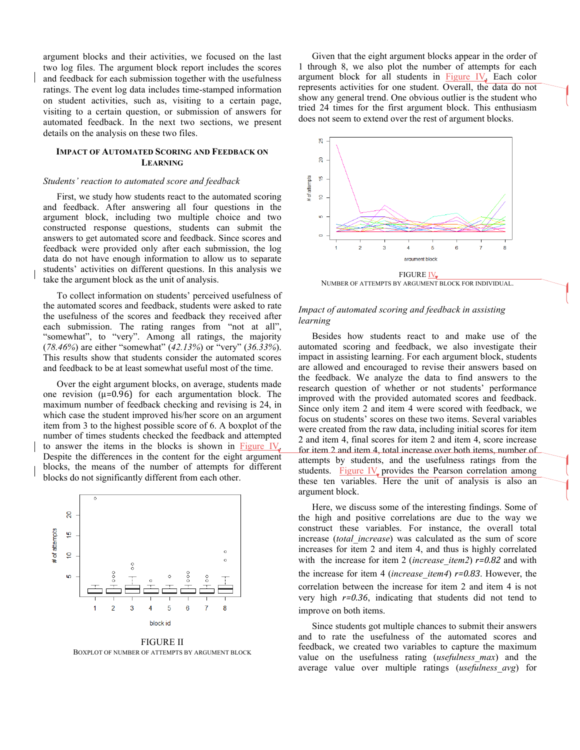argument blocks and their activities, we focused on the last two log files. The argument block report includes the scores and feedback for each submission together with the usefulness ratings. The event log data includes time-stamped information on student activities, such as, visiting to a certain page, visiting to a certain question, or submission of answers for automated feedback. In the next two sections, we present details on the analysis on these two files.

## IMPACT OF AUTOMATED SCORING AND FEEDBACK ON LEARNING

### *Students' reaction to automated score and feedback*

First, we study how students react to the automated scoring and feedback. After answering all four questions in the argument block, including two multiple choice and two constructed response questions, students can submit their answers to get automated score and feedback. Since scores and feedback were provided only after each submission, the log data do not have enough information to allow us to separate students' activities on different questions. In this analysis we take the argument block as the unit of analysis.

To collect information on students' perceived usefulness of the automated scores and feedback, students were asked to rate the usefulness of the scores and feedback they received after each submission. The rating ranges from "not at all", "somewhat", to "very". Among all ratings, the majority (*78.46%*) are either "somewhat" (*42.13%*) or "very" (*36.33%*). This results show that students consider the automated scores and feedback to be at least somewhat useful most of the time.

Over the eight argument blocks, on average, students made one revision (μ=0.96) for each argumentation block. The maximum number of feedback checking and revising is 24, in which case the student improved his/her score on an argument item from 3 to the highest possible score of 6. A boxplot of the number of times students checked the feedback and attempted to answer the items in the blocks is shown in Figure IV. Despite the differences in the content for the eight argument blocks, the means of the number of attempts for different blocks do not significantly different from each other.

FIGURE II
BOXPLOT OF NUMBER OF ATTEMPTS BY ARGUMENT BLOCK

Given that the eight argument blocks appear in the order of 1 through 8, we also plot the number of attempts for each argument block for all students in Figure IV. Each color represents activities for one student. Overall, the data do not show any general trend. One obvious outlier is the student who tried 24 times for the first argument block. This enthusiasm does not seem to extend over the rest of argument blocks.

FIGURE IV
NUMBER OF ATTEMPTS BY ARGUMENT BLOCK FOR INDIVIDUAL.

### *Impact of automated scoring and feedback in assisting learning*

Besides how students react to and make use of the automated scoring and feedback, we also investigate their impact in assisting learning. For each argument block, students are allowed and encouraged to revise their answers based on the feedback. We analyze the data to find answers to the research question of whether or not students' performance improved with the provided automated scores and feedback. Since only item 2 and item 4 were scored with feedback, we focus on students' scores on these two items. Several variables were created from the raw data, including initial scores for item 2 and item 4, final scores for item 2 and item 4, score increase for item 2 and item 4, total increase over both items, number of attempts by students, and the usefulness ratings from the students. Figure IV provides the Pearson correlation among these ten variables. Here the unit of analysis is also an argument block.

Here, we discuss some of the interesting findings. Some of the high and positive correlations are due to the way we construct these variables. For instance, the overall total increase (*total_increase*) was calculated as the sum of score increases for item 2 and item 4, and thus is highly correlated with the increase for item 2 (*increase_item2*) $r=0.82$ and with the increase for item 4 (*increase_item4*) $r=0.83$. However, the correlation between the increase for item 2 and item 4 is not very high $r=0.36$, indicating that students did not tend to improve on both items.

Since students got multiple chances to submit their answers and to rate the usefulness of the automated scores and feedback, we created two variables to capture the maximum value on the usefulness rating (*usefulness_max*) and the average value over multiple ratings (*usefulness_avg*) for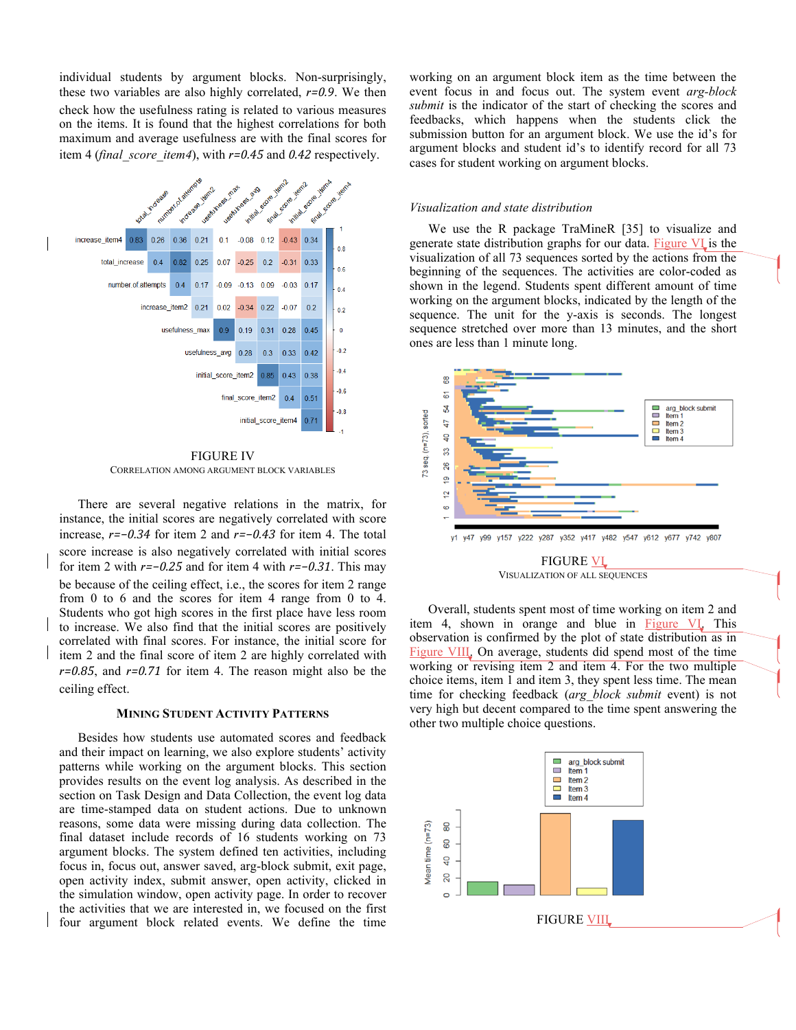individual students by argument blocks. Non-surprisingly, these two variables are also highly correlated, *r=0.9*. We then check how the usefulness rating is related to various measures on the items. It is found that the highest correlations for both maximum and average usefulness are with the final scores for item 4 (*final_score_item4*), with *r=0.45* and *0.42* respectively.

| | total_increase | number.of.attempts | increase_item2 | usefulness_max | usefulness_avg | initial_score_item2 | final_score_item2 | initial_score_item4 | final_score_item4 |
|---|---|---|---|---|---|---|---|---|---|
| increase_item4 | 0.83 | 0.26 | 0.36 | 0.21 | 0.1 | -0.08 | 0.12 | -0.43 | 0.34 |
| total_increase | | 0.4 | 0.82 | 0.25 | 0.07 | -0.25 | 0.2 | -0.31 | 0.33 |
| number.of.attempts | | | 0.4 | 0.17 | -0.09 | -0.13 | 0.09 | -0.03 | 0.17 |
| increase_item2 | | | | 0.21 | 0.02 | -0.34 | 0.22 | -0.07 | 0.2 |
| usefulness_max | | | | | 0.9 | 0.19 | 0.31 | 0.28 | 0.45 |
| usefulness_avg | | | | | | 0.28 | 0.3 | 0.33 | 0.42 |
| initial_score_item2 | | | | | | | 0.85 | 0.43 | 0.38 |
| final_score_item2 | | | | | | | | 0.4 | 0.51 |
| initial_score_item4 | | | | | | | | | 0.71 |

FIGURE IV

CORRELATION AMONG ARGUMENT BLOCK VARIABLES

There are several negative relations in the matrix, for instance, the initial scores are negatively correlated with score increase, $r=-0.34$ for item 2 and $r=-0.43$ for item 4. The total score increase is also negatively correlated with initial scores for item 2 with $r=-0.25$ and for item 4 with $r=-0.31$. This may be because of the ceiling effect, i.e., the scores for item 2 range from 0 to 6 and the scores for item 4 range from 0 to 4. Students who got high scores in the first place have less room to increase. We also find that the initial scores are positively correlated with final scores. For instance, the initial score for item 2 and the final score of item 2 are highly correlated with *r=0.85*, and *r=0.71* for item 4. The reason might also be the ceiling effect.

## MINING STUDENT ACTIVITY PATTERNS

Besides how students use automated scores and feedback and their impact on learning, we also explore students' activity patterns while working on the argument blocks. This section provides results on the event log analysis. As described in the section on Task Design and Data Collection, the event log data are time-stamped data on student actions. Due to unknown reasons, some data were missing during data collection. The final dataset include records of 16 students working on 73 argument blocks. The system defined ten activities, including focus in, focus out, answer saved, arg-block submit, exit page, open activity index, submit answer, open activity, clicked in the simulation window, open activity page. In order to recover the activities that we are interested in, we focused on the first four argument block related events. We define the time working on an argument block item as the time between the event focus in and focus out. The system event *arg-block submit* is the indicator of the start of checking the scores and feedbacks, which happens when the students click the submission button for an argument block. We use the id's for argument blocks and student id's to identify record for all 73 cases for student working on argument blocks.

### *Visualization and state distribution*

We use the R package TraMineR [35] to visualize and generate state distribution graphs for our data. Figure VI is the visualization of all 73 sequences sorted by the actions from the beginning of the sequences. The activities are color-coded as shown in the legend. Students spent different amount of time working on the argument blocks, indicated by the length of the sequence. The unit for the y-axis is seconds. The longest sequence stretched over more than 13 minutes, and the short ones are less than 1 minute long.

FIGURE VI

VISUALIZATION OF ALL SEQUENCES

Overall, students spent most of time working on item 2 and item 4, shown in orange and blue in Figure VI. This observation is confirmed by the plot of state distribution as in Figure VIII. On average, students did spend most of the time working or revising item 2 and item 4. For the two multiple choice items, item 1 and item 3, they spent less time. The mean time for checking feedback (*arg_block submit* event) is not very high but decent compared to the time spent answering the other two multiple choice questions.

FIGURE VIII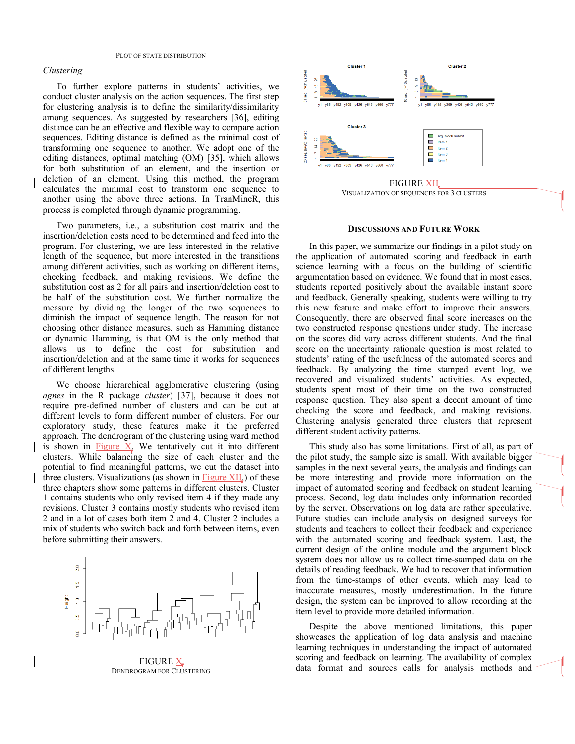PLOT OF STATE DISTRIBUTION

### *Clustering*

To further explore patterns in students' activities, we conduct cluster analysis on the action sequences. The first step for clustering analysis is to define the similarity/dissimilarity among sequences. As suggested by researchers [36], editing distance can be an effective and flexible way to compare action sequences. Editing distance is defined as the minimal cost of transforming one sequence to another. We adopt one of the editing distances, optimal matching (OM) [35], which allows for both substitution of an element, and the insertion or deletion of an element. Using this method, the program calculates the minimal cost to transform one sequence to another using the above three actions. In TranMineR, this process is completed through dynamic programming.

Two parameters, i.e., a substitution cost matrix and the insertion/deletion costs need to be determined and feed into the program. For clustering, we are less interested in the relative length of the sequence, but more interested in the transitions among different activities, such as working on different items, checking feedback, and making revisions. We define the substitution cost as 2 for all pairs and insertion/deletion cost to be half of the substitution cost. We further normalize the measure by dividing the longer of the two sequences to diminish the impact of sequence length. The reason for not choosing other distance measures, such as Hamming distance or dynamic Hamming, is that OM is the only method that allows us to define the cost for substitution and insertion/deletion and at the same time it works for sequences of different lengths.

We choose hierarchical agglomerative clustering (using *agnes* in the R package *cluster*) [37], because it does not require pre-defined number of clusters and can be cut at different levels to form different number of clusters. For our exploratory study, these features make it the preferred approach. The dendrogram of the clustering using ward method is shown in Figure X. We tentatively cut it into different clusters. While balancing the size of each cluster and the potential to find meaningful patterns, we cut the dataset into three clusters. Visualizations (as shown in Figure XII) of these three chapters show some patterns in different clusters. Cluster 1 contains students who only revised item 4 if they made any revisions. Cluster 3 contains mostly students who revised item 2 and in a lot of cases both item 2 and 4. Cluster 2 includes a mix of students who switch back and forth between items, even before submitting their answers.

Height
0.0
0.5
1.0
1.5
2.0

FIGURE X
DENDROGRAM FOR CLUSTERING

Cluster 1
Cluster 2
Cluster 3
31 seq. (n=31), sorted
16 seq. (n=16), sorted
26 seq. (n=26), sorted
y1 y86 y192 y309 y426 y543 y660 y777
arg_block submit
Item 1
Item 2
Item 3
Item 4

FIGURE XII
VISUALIZATION OF SEQUENCES FOR 3 CLUSTERS

## DISCUSSIONS AND FUTURE WORK

In this paper, we summarize our findings in a pilot study on the application of automated scoring and feedback in earth science learning with a focus on the building of scientific argumentation based on evidence. We found that in most cases, students reported positively about the available instant score and feedback. Generally speaking, students were willing to try this new feature and make effort to improve their answers. Consequently, there are observed final score increases on the two constructed response questions under study. The increase on the scores did vary across different students. And the final score on the uncertainty rationale question is most related to students' rating of the usefulness of the automated scores and feedback. By analyzing the time stamped event log, we recovered and visualized students' activities. As expected, students spent most of their time on the two constructed response question. They also spent a decent amount of time checking the score and feedback, and making revisions. Clustering analysis generated three clusters that represent different student activity patterns.

This study also has some limitations. First of all, as part of the pilot study, the sample size is small. With available bigger samples in the next several years, the analysis and findings can be more interesting and provide more information on the impact of automated scoring and feedback on student learning process. Second, log data includes only information recorded by the server. Observations on log data are rather speculative. Future studies can include analysis on designed surveys for students and teachers to collect their feedback and experience with the automated scoring and feedback system. Last, the current design of the online module and the argument block system does not allow us to collect time-stamped data on the details of reading feedback. We had to recover that information from the time-stamps of other events, which may lead to inaccurate measures, mostly underestimation. In the future design, the system can be improved to allow recording at the item level to provide more detailed information.

Despite the above mentioned limitations, this paper showcases the application of log data analysis and machine learning techniques in understanding the impact of automated scoring and feedback on learning. The availability of complex data format and sources calls for analysis methods and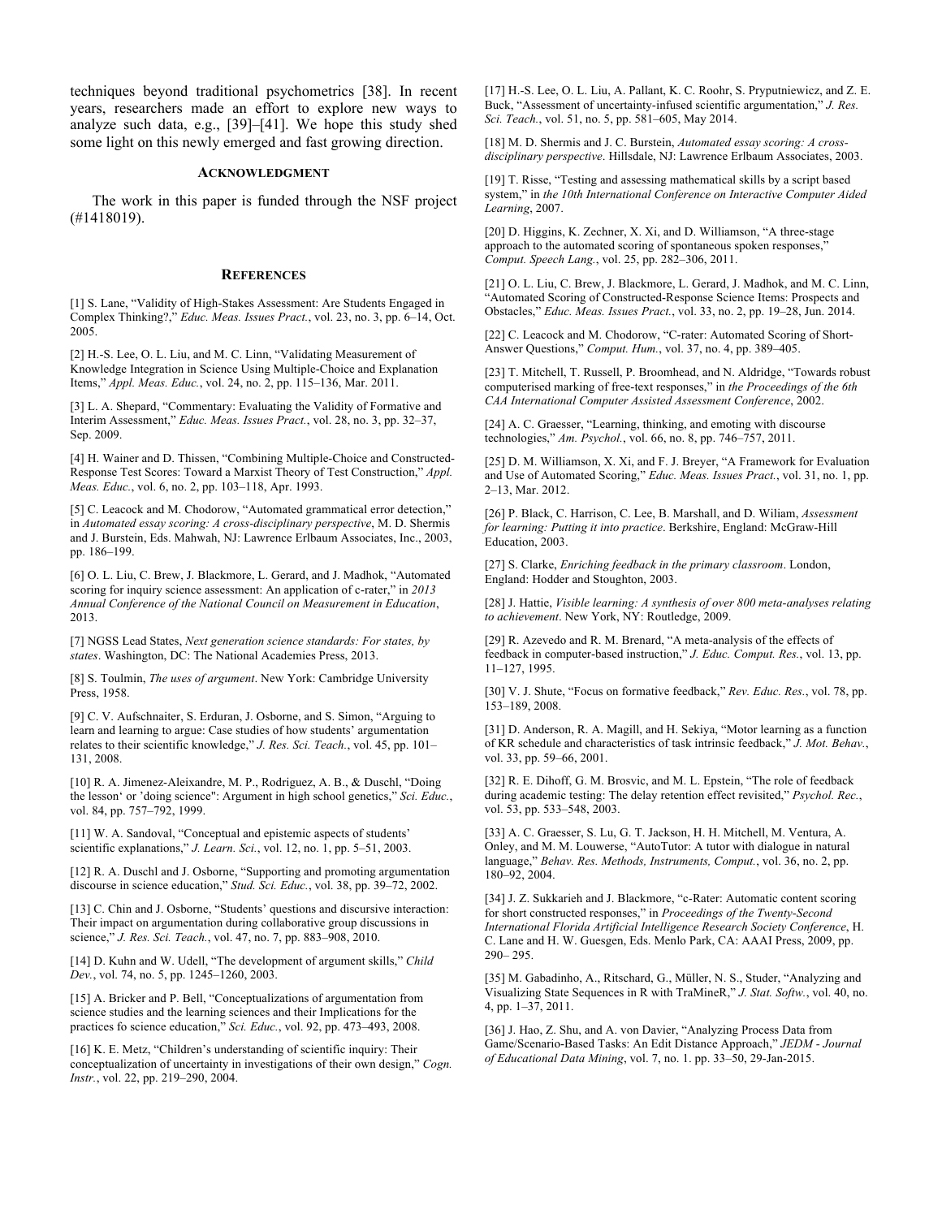techniques beyond traditional psychometrics [38]. In recent years, researchers made an effort to explore new ways to analyze such data, e.g., [39]–[41]. We hope this study shed some light on this newly emerged and fast growing direction.

## Acknowledgment

The work in this paper is funded through the NSF project (#1418019).

## References

[1] S. Lane, "Validity of High-Stakes Assessment: Are Students Engaged in Complex Thinking?," *Educ. Meas. Issues Pract.*, vol. 23, no. 3, pp. 6–14, Oct. 2005.

[2] H.-S. Lee, O. L. Liu, and M. C. Linn, "Validating Measurement of Knowledge Integration in Science Using Multiple-Choice and Explanation Items," *Appl. Meas. Educ.*, vol. 24, no. 2, pp. 115–136, Mar. 2011.

[3] L. A. Shepard, "Commentary: Evaluating the Validity of Formative and Interim Assessment," *Educ. Meas. Issues Pract.*, vol. 28, no. 3, pp. 32–37, Sep. 2009.

[4] H. Wainer and D. Thissen, "Combining Multiple-Choice and Constructed-Response Test Scores: Toward a Marxist Theory of Test Construction," *Appl. Meas. Educ.*, vol. 6, no. 2, pp. 103–118, Apr. 1993.

[5] C. Leacock and M. Chodorow, "Automated grammatical error detection," in *Automated essay scoring: A cross-disciplinary perspective*, M. D. Shermis and J. Burstein, Eds. Mahwah, NJ: Lawrence Erlbaum Associates, Inc., 2003, pp. 186–199.

[6] O. L. Liu, C. Brew, J. Blackmore, L. Gerard, and J. Madhok, "Automated scoring for inquiry science assessment: An application of c-rater," in *2013 Annual Conference of the National Council on Measurement in Education*, 2013.

[7] NGSS Lead States, *Next generation science standards: For states, by states*. Washington, DC: The National Academies Press, 2013.

[8] S. Toulmin, *The uses of argument*. New York: Cambridge University Press, 1958.

[9] C. V. Aufschnaiter, S. Erduran, J. Osborne, and S. Simon, "Arguing to learn and learning to argue: Case studies of how students' argumentation relates to their scientific knowledge," *J. Res. Sci. Teach.*, vol. 45, pp. 101–131, 2008.

[10] R. A. Jimenez-Aleixandre, M. P., Rodriguez, A. B., & Duschl, "Doing the lesson' or 'doing science": Argument in high school genetics," *Sci. Educ.*, vol. 84, pp. 757–792, 1999.

[11] W. A. Sandoval, "Conceptual and epistemic aspects of students' scientific explanations," *J. Learn. Sci.*, vol. 12, no. 1, pp. 5–51, 2003.

[12] R. A. Duschl and J. Osborne, "Supporting and promoting argumentation discourse in science education," *Stud. Sci. Educ.*, vol. 38, pp. 39–72, 2002.

[13] C. Chin and J. Osborne, "Students' questions and discursive interaction: Their impact on argumentation during collaborative group discussions in science," *J. Res. Sci. Teach.*, vol. 47, no. 7, pp. 883–908, 2010.

[14] D. Kuhn and W. Udell, "The development of argument skills," *Child Dev.*, vol. 74, no. 5, pp. 1245–1260, 2003.

[15] A. Bricker and P. Bell, "Conceptualizations of argumentation from science studies and the learning sciences and their Implications for the practices fo science education," *Sci. Educ.*, vol. 92, pp. 473–493, 2008.

[16] K. E. Metz, "Children's understanding of scientific inquiry: Their conceptualization of uncertainty in investigations of their own design," *Cogn. Instr.*, vol. 22, pp. 219–290, 2004.

[17] H.-S. Lee, O. L. Liu, A. Pallant, K. C. Roohr, S. Pryputniewicz, and Z. E. Buck, "Assessment of uncertainty-infused scientific argumentation," *J. Res. Sci. Teach.*, vol. 51, no. 5, pp. 581–605, May 2014.

[18] M. D. Shermis and J. C. Burstein, *Automated essay scoring: A cross-disciplinary perspective*. Hillsdale, NJ: Lawrence Erlbaum Associates, 2003.

[19] T. Risse, "Testing and assessing mathematical skills by a script based system," in *the 10th International Conference on Interactive Computer Aided Learning*, 2007.

[20] D. Higgins, K. Zechner, X. Xi, and D. Williamson, "A three-stage approach to the automated scoring of spontaneous spoken responses," *Comput. Speech Lang.*, vol. 25, pp. 282–306, 2011.

[21] O. L. Liu, C. Brew, J. Blackmore, L. Gerard, J. Madhok, and M. C. Linn, "Automated Scoring of Constructed-Response Science Items: Prospects and Obstacles," *Educ. Meas. Issues Pract.*, vol. 33, no. 2, pp. 19–28, Jun. 2014.

[22] C. Leacock and M. Chodorow, "C-rater: Automated Scoring of Short-Answer Questions," *Comput. Hum.*, vol. 37, no. 4, pp. 389–405.

[23] T. Mitchell, T. Russell, P. Broomhead, and N. Aldridge, "Towards robust computerised marking of free-text responses," in *the Proceedings of the 6th CAA International Computer Assisted Assessment Conference*, 2002.

[24] A. C. Graesser, "Learning, thinking, and emoting with discourse technologies," *Am. Psychol.*, vol. 66, no. 8, pp. 746–757, 2011.

[25] D. M. Williamson, X. Xi, and F. J. Breyer, "A Framework for Evaluation and Use of Automated Scoring," *Educ. Meas. Issues Pract.*, vol. 31, no. 1, pp. 2–13, Mar. 2012.

[26] P. Black, C. Harrison, C. Lee, B. Marshall, and D. Wiliam, *Assessment for learning: Putting it into practice*. Berkshire, England: McGraw-Hill Education, 2003.

[27] S. Clarke, *Enriching feedback in the primary classroom*. London, England: Hodder and Stoughton, 2003.

[28] J. Hattie, *Visible learning: A synthesis of over 800 meta-analyses relating to achievement*. New York, NY: Routledge, 2009.

[29] R. Azevedo and R. M. Brenard, "A meta-analysis of the effects of feedback in computer-based instruction," *J. Educ. Comput. Res.*, vol. 13, pp. 11–127, 1995.

[30] V. J. Shute, "Focus on formative feedback," *Rev. Educ. Res.*, vol. 78, pp. 153–189, 2008.

[31] D. Anderson, R. A. Magill, and H. Sekiya, "Motor learning as a function of KR schedule and characteristics of task intrinsic feedback," *J. Mot. Behav.*, vol. 33, pp. 59–66, 2001.

[32] R. E. Dihoff, G. M. Brosvic, and M. L. Epstein, "The role of feedback during academic testing: The delay retention effect revisited," *Psychol. Rec.*, vol. 53, pp. 533–548, 2003.

[33] A. C. Graesser, S. Lu, G. T. Jackson, H. H. Mitchell, M. Ventura, A. Onley, and M. M. Louwerse, "AutoTutor: A tutor with dialogue in natural language," *Behav. Res. Methods, Instruments, Comput.*, vol. 36, no. 2, pp. 180–92, 2004.

[34] J. Z. Sukkarieh and J. Blackmore, "c-Rater: Automatic content scoring for short constructed responses," in *Proceedings of the Twenty-Second International Florida Artificial Intelligence Research Society Conference*, H. C. Lane and H. W. Guesgen, Eds. Menlo Park, CA: AAAI Press, 2009, pp. 290– 295.

[35] M. Gabadinho, A., Ritschard, G., Müller, N. S., Studer, "Analyzing and Visualizing State Sequences in R with TraMineR," *J. Stat. Softw.*, vol. 40, no. 4, pp. 1–37, 2011.

[36] J. Hao, Z. Shu, and A. von Davier, "Analyzing Process Data from Game/Scenario-Based Tasks: An Edit Distance Approach," *JEDM - Journal of Educational Data Mining*, vol. 7, no. 1. pp. 33–50, 29-Jan-2015.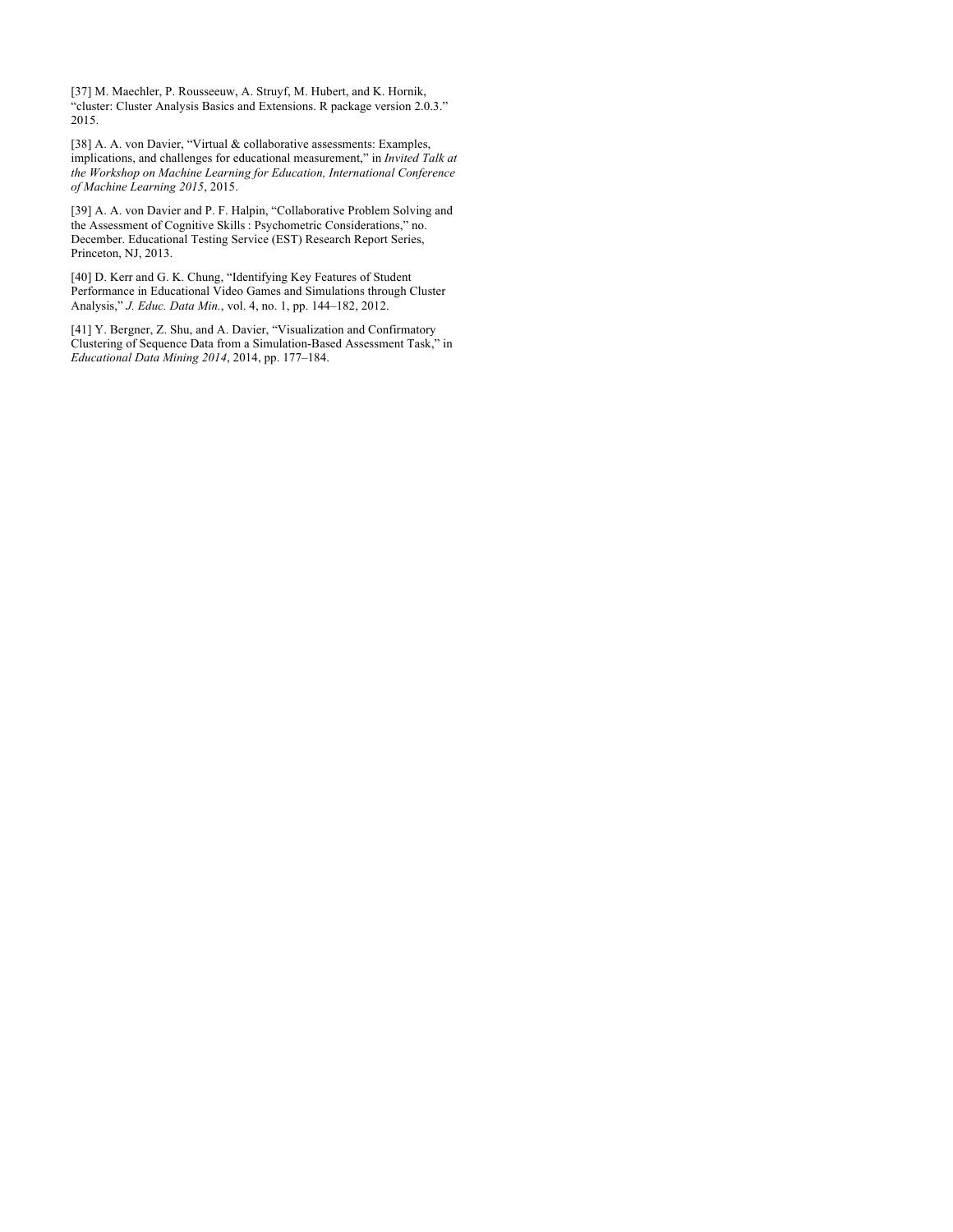[37] M. Maechler, P. Rousseeuw, A. Struyf, M. Hubert, and K. Hornik, "cluster: Cluster Analysis Basics and Extensions. R package version 2.0.3." 2015.

[38] A. A. von Davier, "Virtual & collaborative assessments: Examples, implications, and challenges for educational measurement," in *Invited Talk at the Workshop on Machine Learning for Education, International Conference of Machine Learning 2015*, 2015.

[39] A. A. von Davier and P. F. Halpin, "Collaborative Problem Solving and the Assessment of Cognitive Skills : Psychometric Considerations," no. December. Educational Testing Service (EST) Research Report Series, Princeton, NJ, 2013.

[40] D. Kerr and G. K. Chung, "Identifying Key Features of Student Performance in Educational Video Games and Simulations through Cluster Analysis," *J. Educ. Data Min.*, vol. 4, no. 1, pp. 144–182, 2012.

[41] Y. Bergner, Z. Shu, and A. Davier, "Visualization and Confirmatory Clustering of Sequence Data from a Simulation-Based Assessment Task," in *Educational Data Mining 2014*, 2014, pp. 177–184.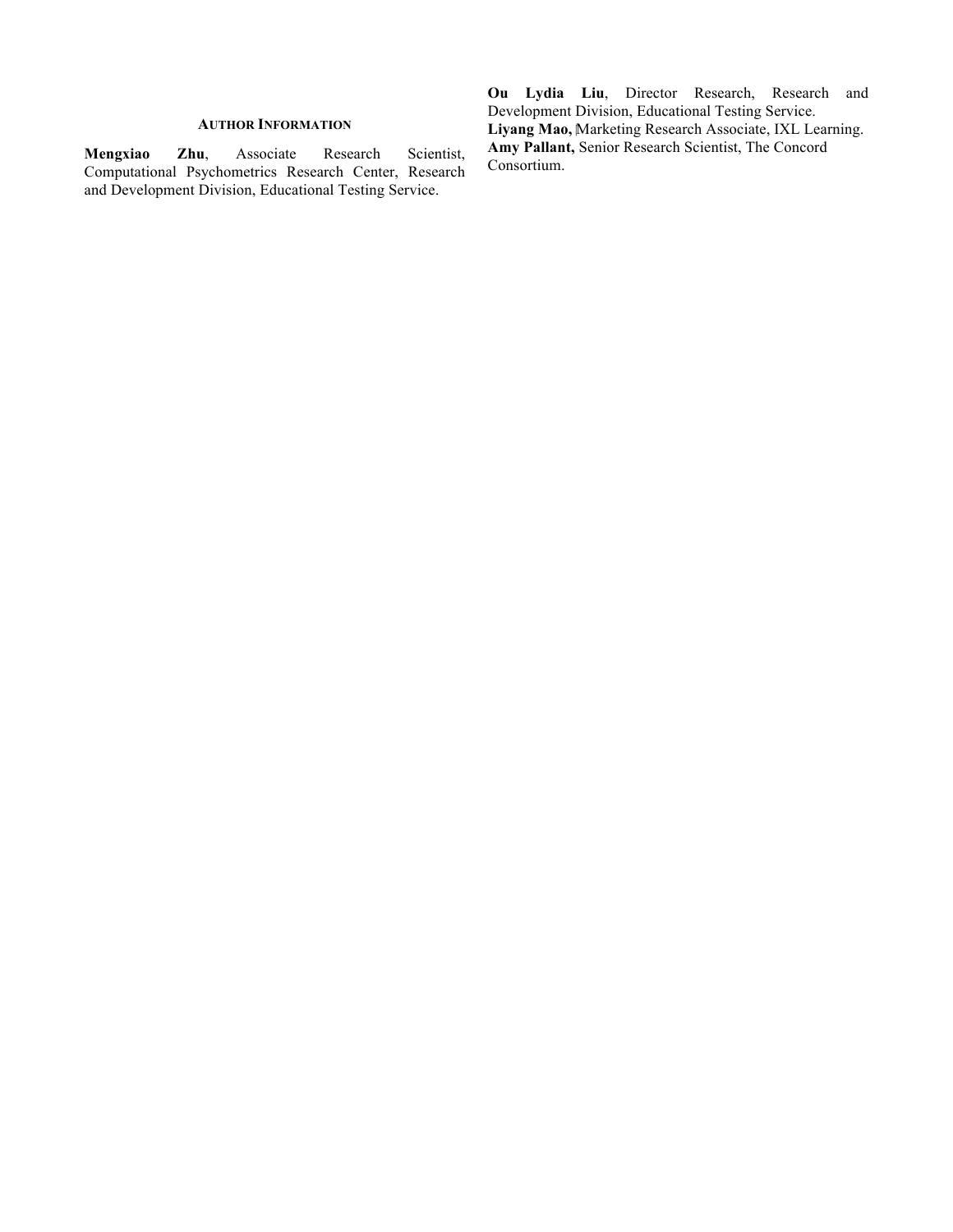## AUTHOR INFORMATION

**Mengxiao Zhu**, Associate Research Scientist, Computational Psychometrics Research Center, Research and Development Division, Educational Testing Service.

**Ou Lydia Liu**, Director Research, Research and Development Division, Educational Testing Service.

**Liyang Mao,** Marketing Research Associate, IXL Learning.

**Amy Pallant,** Senior Research Scientist, The Concord Consortium.